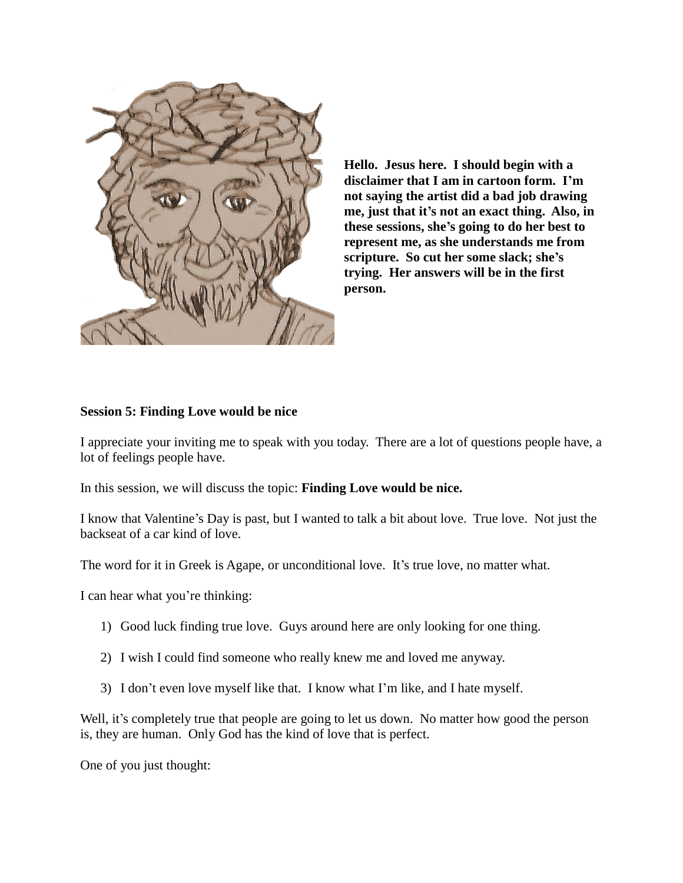**Hello. Jesus here. I should begin with a disclaimer that I am in cartoon form. I'm not saying the artist did a bad job drawing me, just that it's not an exact thing. Also, in these sessions, she's going to do her best to represent me, as she understands me from scripture. So cut her some slack; she's trying. Her answers will be in the first person.**

**Session 5: Finding Love would be nice**

I appreciate your inviting me to speak with you today. There are a lot of questions people have, a lot of feelings people have.

In this session, we will discuss the topic: **Finding Love would be nice.**

I know that Valentine's Day is past, but I wanted to talk a bit about love. True love. Not just the backseat of a car kind of love.

The word for it in Greek is Agape, or unconditional love. It's true love, no matter what.

I can hear what you're thinking:

1) Good luck finding true love. Guys around here are only looking for one thing.

2) I wish I could find someone who really knew me and loved me anyway.

3) I don't even love myself like that. I know what I'm like, and I hate myself.

Well, it's completely true that people are going to let us down. No matter how good the person is, they are human. Only God has the kind of love that is perfect.

One of you just thought: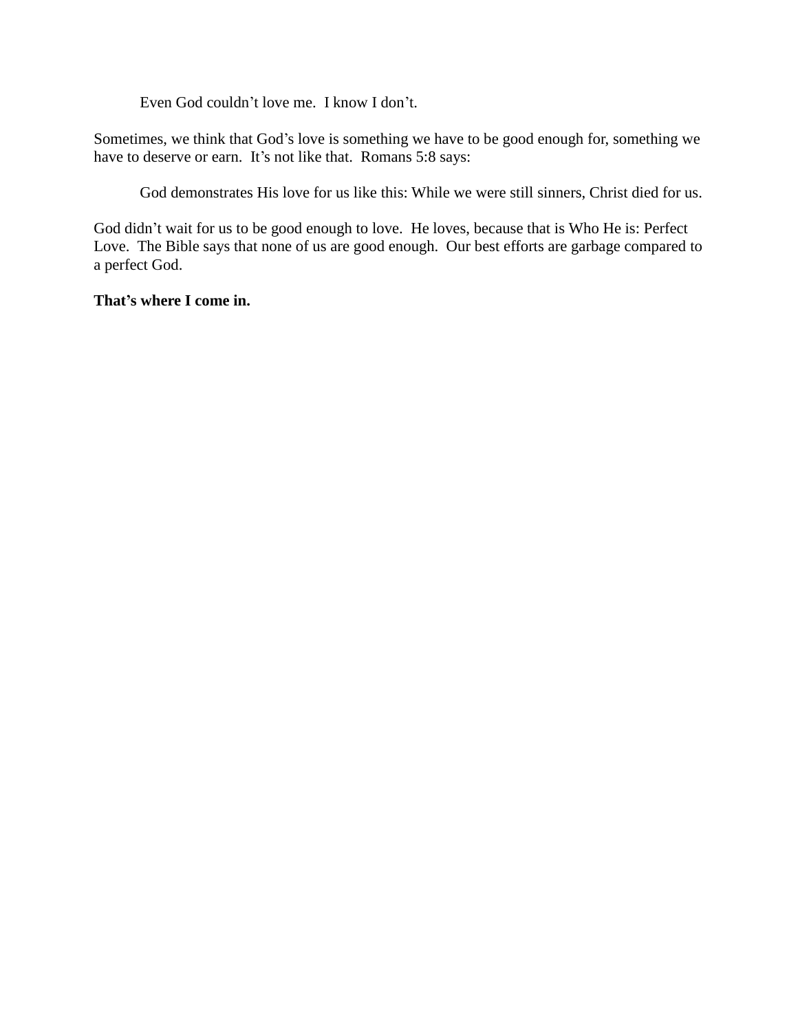> Even God couldn't love me.  I know I don't.

Sometimes, we think that God's love is something we have to be good enough for, something we have to deserve or earn.  It's not like that.  Romans 5:8 says:

> God demonstrates His love for us like this: While we were still sinners, Christ died for us.

God didn't wait for us to be good enough to love.  He loves, because that is Who He is: Perfect Love.  The Bible says that none of us are good enough.  Our best efforts are garbage compared to a perfect God.

**That's where I come in.**